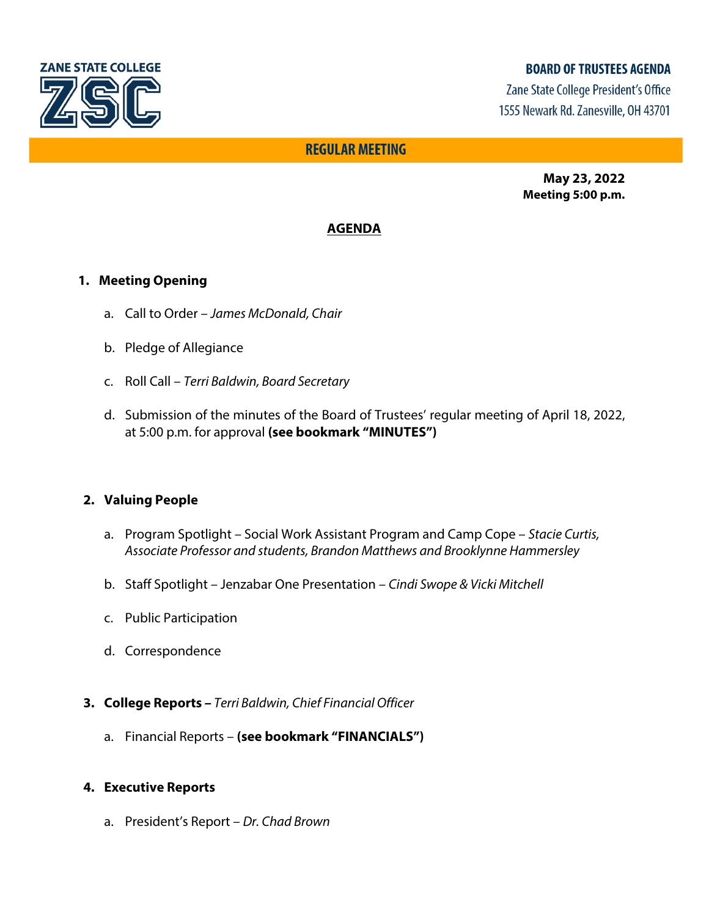ZANE STATE COLLEGE

ZSC

# BOARD OF TRUSTEES AGENDA

Zane State College President's Office
1555 Newark Rd. Zanesville, OH 43701

## REGULAR MEETING

**May 23, 2022**
**Meeting 5:00 p.m.**

## AGENDA

1. **Meeting Opening**

   a. Call to Order – *James McDonald, Chair*

   b. Pledge of Allegiance

   c. Roll Call – *Terri Baldwin, Board Secretary*

   d. Submission of the minutes of the Board of Trustees' regular meeting of April 18, 2022, at 5:00 p.m. for approval **(see bookmark "MINUTES")**

2. **Valuing People**

   a. Program Spotlight – Social Work Assistant Program and Camp Cope – *Stacie Curtis, Associate Professor and students, Brandon Matthews and Brooklynne Hammersley*

   b. Staff Spotlight – Jenzabar One Presentation – *Cindi Swope & Vicki Mitchell*

   c. Public Participation

   d. Correspondence

3. **College Reports –** *Terri Baldwin, Chief Financial Officer*

   a. Financial Reports – **(see bookmark "FINANCIALS")**

4. **Executive Reports**

   a. President's Report – *Dr. Chad Brown*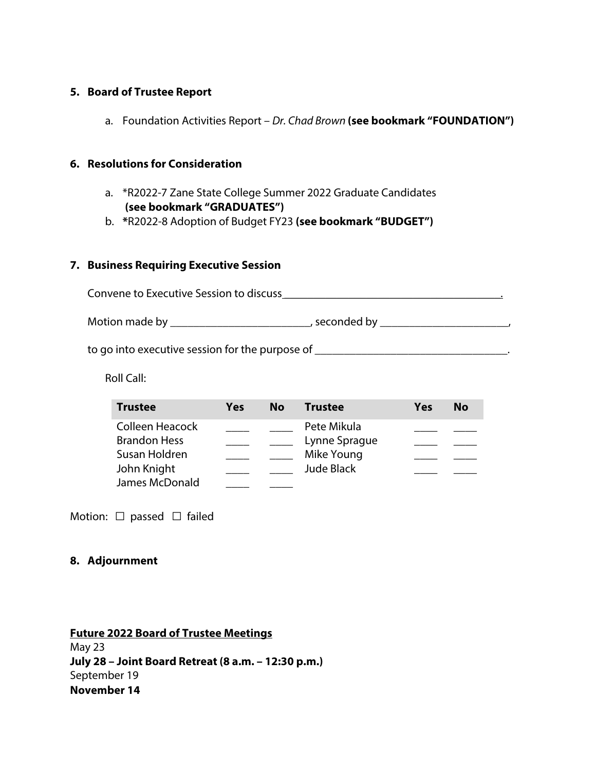5. **Board of Trustee Report**

    a. Foundation Activities Report – *Dr. Chad Brown* **(see bookmark "FOUNDATION")**

6. **Resolutions for Consideration**

    a. *R2022-7 Zane State College Summer 2022 Graduate Candidates **(see bookmark "GRADUATES")**
    b. ***R2022-8 Adoption of Budget FY23 **(see bookmark "BUDGET")**

7. **Business Requiring Executive Session**

Convene to Executive Session to discuss________________________________________.

Motion made by _________________________, seconded by ______________________,

to go into executive session for the purpose of __________________________________.

Roll Call:

| Trustee | Yes | No | Trustee | Yes | No |
|---|---|---|---|---|---|
| Colleen Heacock | ____ | ____ | Pete Mikula | ____ | ____ |
| Brandon Hess | ____ | ____ | Lynne Sprague | ____ | ____ |
| Susan Holdren | ____ | ____ | Mike Young | ____ | ____ |
| John Knight | ____ | ____ | Jude Black | ____ | ____ |
| James McDonald | ____ | ____ | | | |

Motion: ☐ passed ☐ failed

8. **Adjournment**

**Future 2022 Board of Trustee Meetings**

May 23
**July 28 – Joint Board Retreat (8 a.m. – 12:30 p.m.)**
September 19
**November 14**